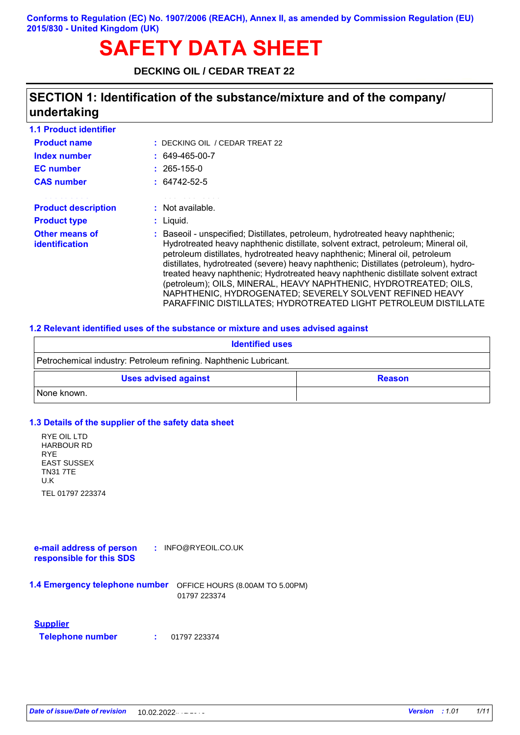Conforms to Regulation (EC) No. 1907/2006 (REACH), Annex II, as amended by Commission Regulation (EU) 2015/830 - United Kingdom (UK)

# SAFETY DATA SHEET

**DECKING OIL / CEDAR TREAT 22**

## SECTION 1: Identification of the substance/mixture and of the company/ undertaking

### 1.1 Product identifier

**Product name** : DECKING OIL / CEDAR TREAT 22

**Index number** : 649-465-00-7

**EC number** : 265-155-0

**CAS number** : 64742-52-5

**Product description** : Not available.

**Product type** : Liquid.

**Other means of identification** : Baseoil - unspecified; Distillates, petroleum, hydrotreated heavy naphthenic; Hydrotreated heavy naphthenic distillate, solvent extract, petroleum; Mineral oil, petroleum distillates, hydrotreated heavy naphthenic; Mineral oil, petroleum distillates, hydrotreated (severe) heavy naphthenic; Distillates (petroleum), hydro-treated heavy naphthenic; Hydrotreated heavy naphthenic distillate solvent extract (petroleum); OILS, MINERAL, HEAVY NAPHTHENIC, HYDROTREATED; OILS, NAPHTHENIC, HYDROGENATED; SEVERELY SOLVENT REFINED HEAVY PARAFFINIC DISTILLATES; HYDROTREATED LIGHT PETROLEUM DISTILLATE

### 1.2 Relevant identified uses of the substance or mixture and uses advised against

| Identified uses |
| --- |
| Petrochemical industry: Petroleum refining. Naphthenic Lubricant. |

| Uses advised against | Reason |
| --- | --- |
| None known. | |

### 1.3 Details of the supplier of the safety data sheet

RYE OIL LTD
HARBOUR RD
RYE
EAST SUSSEX
TN31 7TE
U.K

TEL 01797 223374

**e-mail address of person responsible for this SDS** : INFO@RYEOIL.CO.UK

### 1.4 Emergency telephone number

OFFICE HOURS (8.00AM TO 5.00PM)
01797 223374

**Supplier**

**Telephone number** : 01797 223374

*Date of issue/Date of revision* 10.02.2022 *Version* : 1.01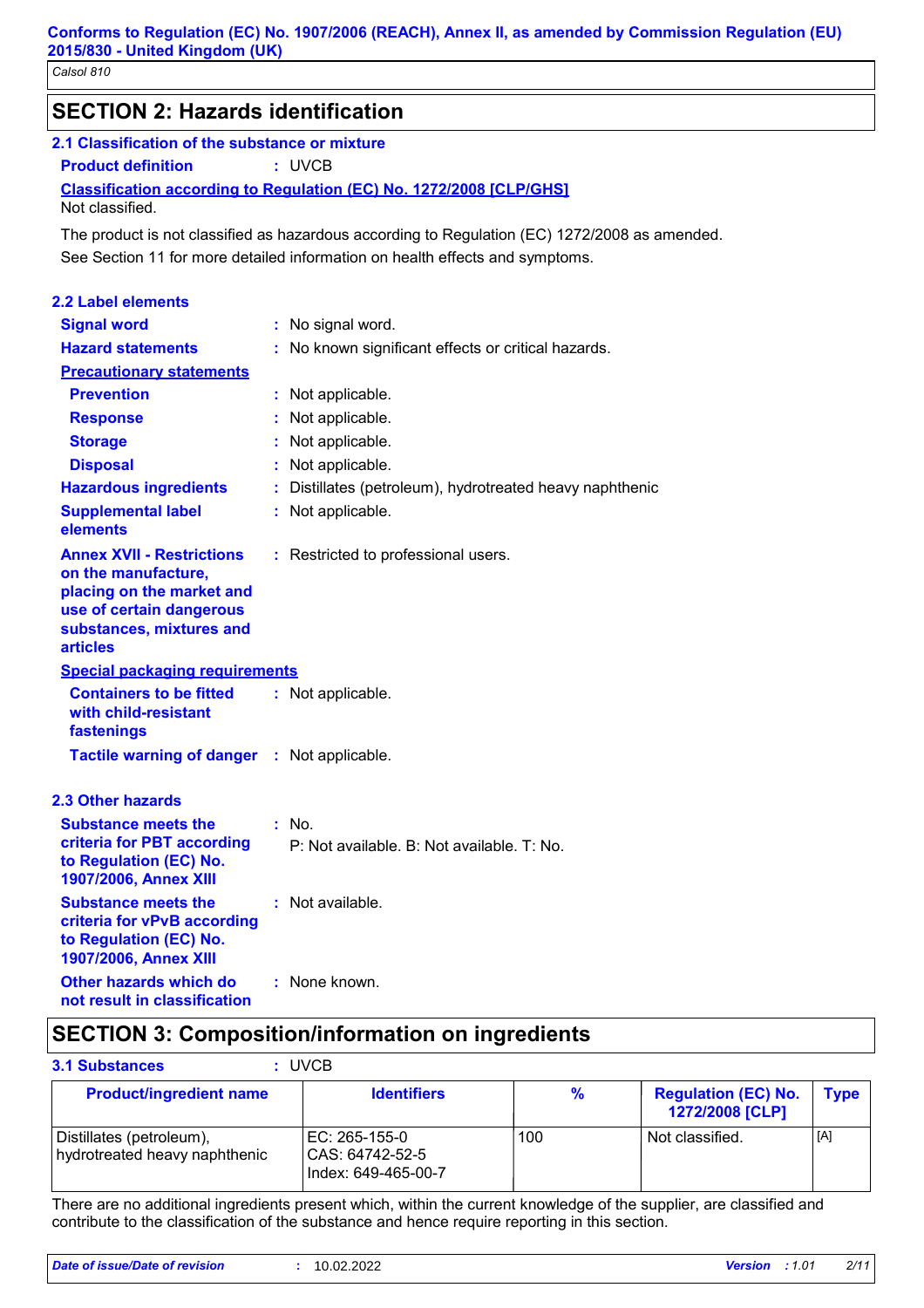## SECTION 2: Hazards identification

### 2.1 Classification of the substance or mixture

**Product definition** : UVCB

**Classification according to Regulation (EC) No. 1272/2008 [CLP/GHS]**

Not classified.

The product is not classified as hazardous according to Regulation (EC) 1272/2008 as amended.

See Section 11 for more detailed information on health effects and symptoms.

### 2.2 Label elements

**Signal word** : No signal word.

**Hazard statements** : No known significant effects or critical hazards.

**Precautionary statements**

**Prevention** : Not applicable.

**Response** : Not applicable.

**Storage** : Not applicable.

**Disposal** : Not applicable.

**Hazardous ingredients** : Distillates (petroleum), hydrotreated heavy naphthenic

**Supplemental label elements** : Not applicable.

**Annex XVII - Restrictions on the manufacture, placing on the market and use of certain dangerous substances, mixtures and articles** : Restricted to professional users.

**Special packaging requirements**

**Containers to be fitted with child-resistant fastenings** : Not applicable.

**Tactile warning of danger** : Not applicable.

### 2.3 Other hazards

**Substance meets the criteria for PBT according to Regulation (EC) No. 1907/2006, Annex XIII** : No.
P: Not available. B: Not available. T: No.

**Substance meets the criteria for vPvB according to Regulation (EC) No. 1907/2006, Annex XIII** : Not available.

**Other hazards which do not result in classification** : None known.

## SECTION 3: Composition/information on ingredients

**3.1 Substances** : UVCB

| Product/ingredient name | Identifiers | % | Regulation (EC) No. 1272/2008 [CLP] | Type |
|---|---|---|---|---|
| Distillates (petroleum), hydrotreated heavy naphthenic | EC: 265-155-0<br>CAS: 64742-52-5<br>Index: 649-465-00-7 | 100 | Not classified. | [A] |

There are no additional ingredients present which, within the current knowledge of the supplier, are classified and contribute to the classification of the substance and hence require reporting in this section.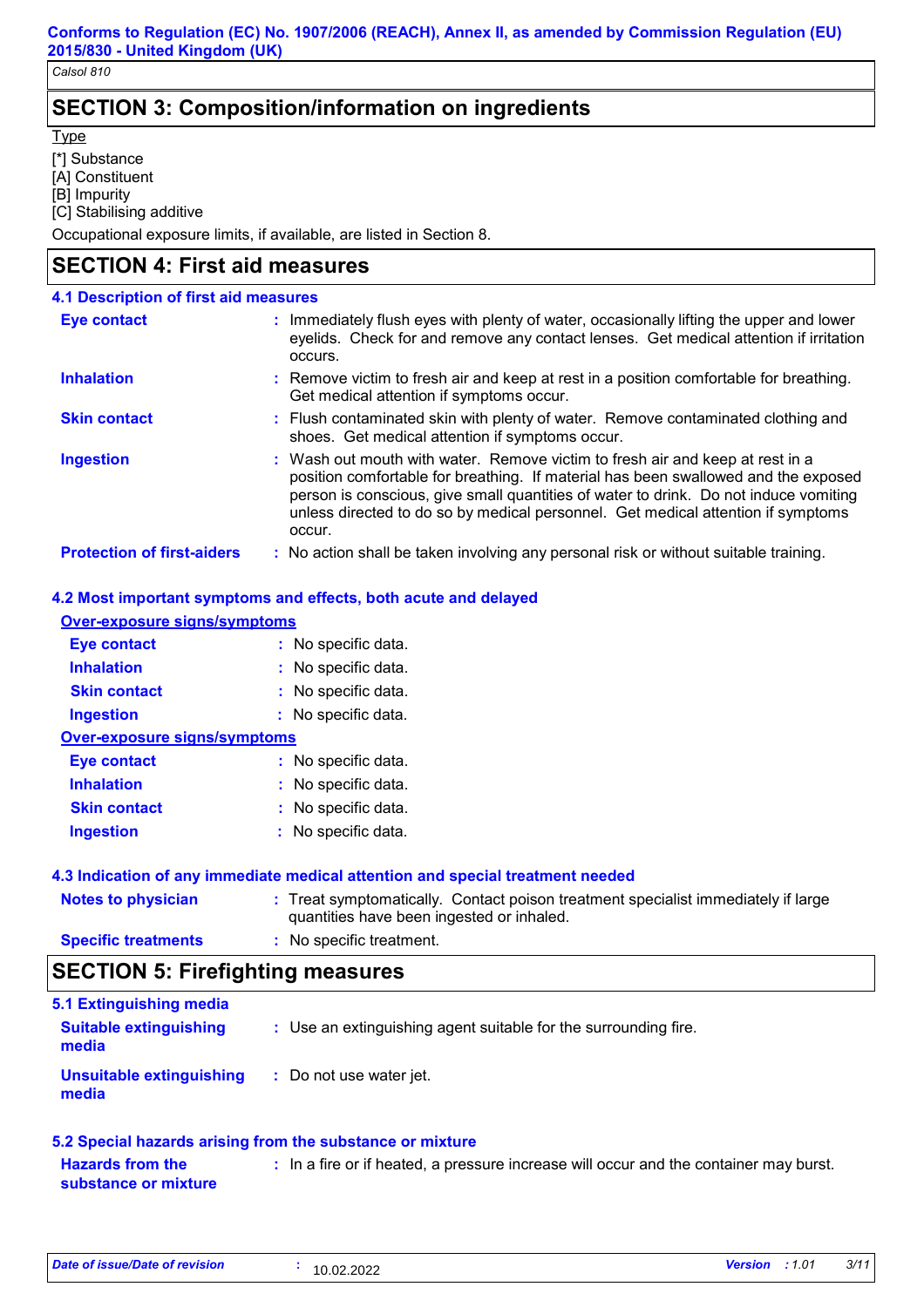## SECTION 3: Composition/information on ingredients

Type

[*] Substance
[A] Constituent
[B] Impurity
[C] Stabilising additive

Occupational exposure limits, if available, are listed in Section 8.

## SECTION 4: First aid measures

### 4.1 Description of first aid measures

**Eye contact** : Immediately flush eyes with plenty of water, occasionally lifting the upper and lower eyelids. Check for and remove any contact lenses. Get medical attention if irritation occurs.

**Inhalation** : Remove victim to fresh air and keep at rest in a position comfortable for breathing. Get medical attention if symptoms occur.

**Skin contact** : Flush contaminated skin with plenty of water. Remove contaminated clothing and shoes. Get medical attention if symptoms occur.

**Ingestion** : Wash out mouth with water. Remove victim to fresh air and keep at rest in a position comfortable for breathing. If material has been swallowed and the exposed person is conscious, give small quantities of water to drink. Do not induce vomiting unless directed to do so by medical personnel. Get medical attention if symptoms occur.

**Protection of first-aiders** : No action shall be taken involving any personal risk or without suitable training.

### 4.2 Most important symptoms and effects, both acute and delayed

**Over-exposure signs/symptoms**

**Eye contact** : No specific data.
**Inhalation** : No specific data.
**Skin contact** : No specific data.
**Ingestion** : No specific data.

**Over-exposure signs/symptoms**

**Eye contact** : No specific data.
**Inhalation** : No specific data.
**Skin contact** : No specific data.
**Ingestion** : No specific data.

### 4.3 Indication of any immediate medical attention and special treatment needed

**Notes to physician** : Treat symptomatically. Contact poison treatment specialist immediately if large quantities have been ingested or inhaled.

**Specific treatments** : No specific treatment.

## SECTION 5: Firefighting measures

### 5.1 Extinguishing media

**Suitable extinguishing media** : Use an extinguishing agent suitable for the surrounding fire.

**Unsuitable extinguishing media** : Do not use water jet.

### 5.2 Special hazards arising from the substance or mixture

**Hazards from the substance or mixture** : In a fire or if heated, a pressure increase will occur and the container may burst.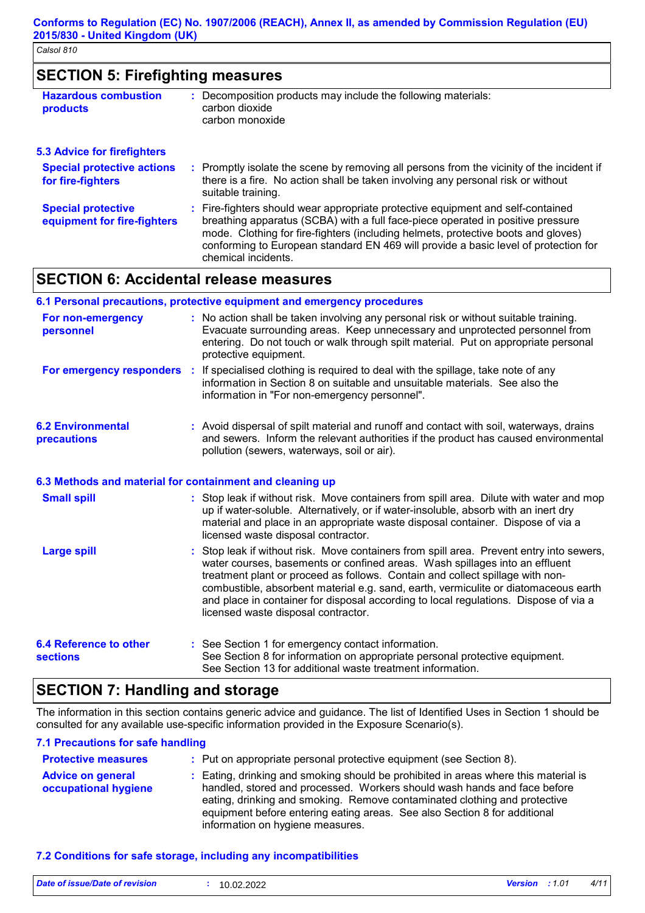## SECTION 5: Firefighting measures

**Hazardous combustion products** : Decomposition products may include the following materials:
carbon dioxide
carbon monoxide

### 5.3 Advice for firefighters

**Special protective actions for fire-fighters** : Promptly isolate the scene by removing all persons from the vicinity of the incident if there is a fire. No action shall be taken involving any personal risk or without suitable training.

**Special protective equipment for fire-fighters** : Fire-fighters should wear appropriate protective equipment and self-contained breathing apparatus (SCBA) with a full face-piece operated in positive pressure mode. Clothing for fire-fighters (including helmets, protective boots and gloves) conforming to European standard EN 469 will provide a basic level of protection for chemical incidents.

## SECTION 6: Accidental release measures

### 6.1 Personal precautions, protective equipment and emergency procedures

**For non-emergency personnel** : No action shall be taken involving any personal risk or without suitable training. Evacuate surrounding areas. Keep unnecessary and unprotected personnel from entering. Do not touch or walk through spilt material. Put on appropriate personal protective equipment.

**For emergency responders** : If specialised clothing is required to deal with the spillage, take note of any information in Section 8 on suitable and unsuitable materials. See also the information in "For non-emergency personnel".

### 6.2 Environmental precautions

: Avoid dispersal of spilt material and runoff and contact with soil, waterways, drains and sewers. Inform the relevant authorities if the product has caused environmental pollution (sewers, waterways, soil or air).

### 6.3 Methods and material for containment and cleaning up

**Small spill** : Stop leak if without risk. Move containers from spill area. Dilute with water and mop up if water-soluble. Alternatively, or if water-insoluble, absorb with an inert dry material and place in an appropriate waste disposal container. Dispose of via a licensed waste disposal contractor.

**Large spill** : Stop leak if without risk. Move containers from spill area. Prevent entry into sewers, water courses, basements or confined areas. Wash spillages into an effluent treatment plant or proceed as follows. Contain and collect spillage with non-combustible, absorbent material e.g. sand, earth, vermiculite or diatomaceous earth and place in container for disposal according to local regulations. Dispose of via a licensed waste disposal contractor.

### 6.4 Reference to other sections

: See Section 1 for emergency contact information.
See Section 8 for information on appropriate personal protective equipment.
See Section 13 for additional waste treatment information.

## SECTION 7: Handling and storage

The information in this section contains generic advice and guidance. The list of Identified Uses in Section 1 should be consulted for any available use-specific information provided in the Exposure Scenario(s).

### 7.1 Precautions for safe handling

**Protective measures** : Put on appropriate personal protective equipment (see Section 8).

**Advice on general occupational hygiene** : Eating, drinking and smoking should be prohibited in areas where this material is handled, stored and processed. Workers should wash hands and face before eating, drinking and smoking. Remove contaminated clothing and protective equipment before entering eating areas. See also Section 8 for additional information on hygiene measures.

### 7.2 Conditions for safe storage, including any incompatibilities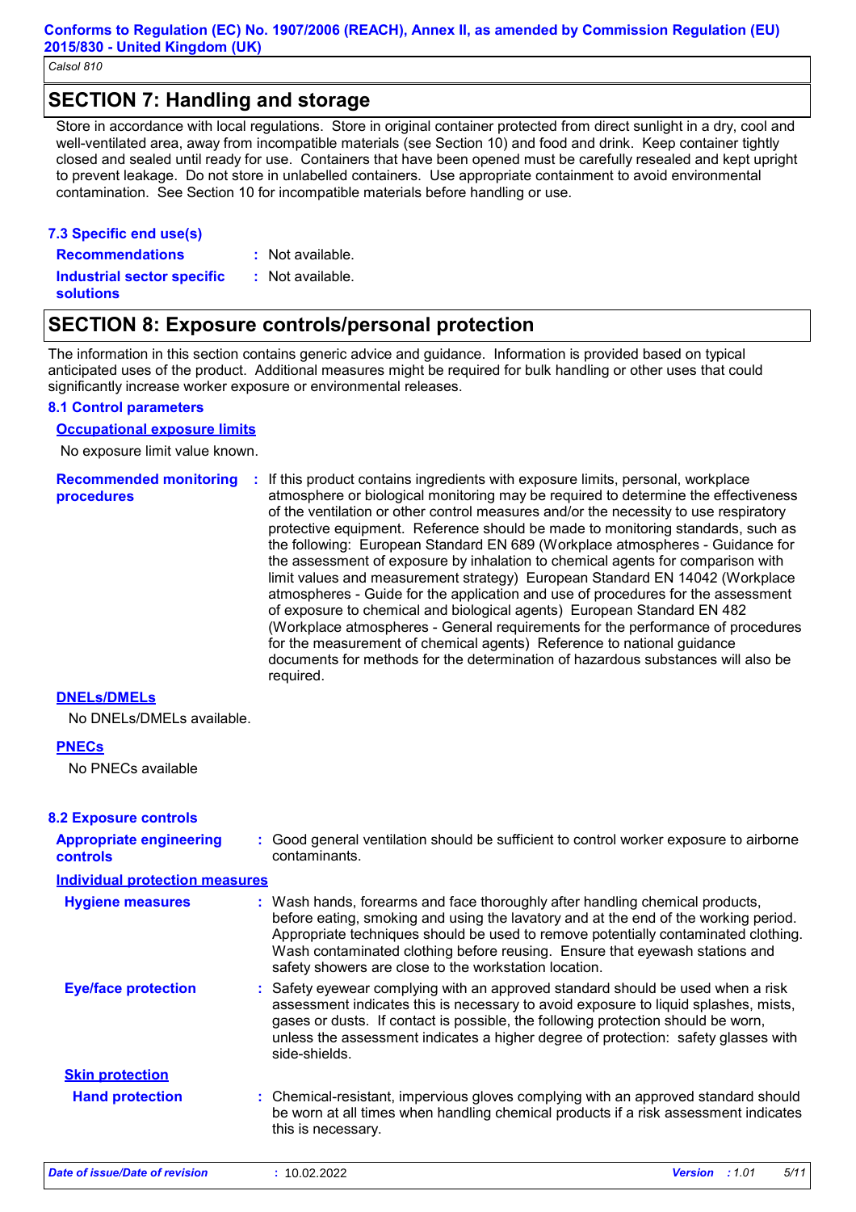## SECTION 7: Handling and storage

Store in accordance with local regulations. Store in original container protected from direct sunlight in a dry, cool and well-ventilated area, away from incompatible materials (see Section 10) and food and drink. Keep container tightly closed and sealed until ready for use. Containers that have been opened must be carefully resealed and kept upright to prevent leakage. Do not store in unlabelled containers. Use appropriate containment to avoid environmental contamination. See Section 10 for incompatible materials before handling or use.

### 7.3 Specific end use(s)

**Recommendations** : Not available.

**Industrial sector specific solutions** : Not available.

## SECTION 8: Exposure controls/personal protection

The information in this section contains generic advice and guidance. Information is provided based on typical anticipated uses of the product. Additional measures might be required for bulk handling or other uses that could significantly increase worker exposure or environmental releases.

### 8.1 Control parameters

**Occupational exposure limits**

No exposure limit value known.

**Recommended monitoring procedures** : If this product contains ingredients with exposure limits, personal, workplace atmosphere or biological monitoring may be required to determine the effectiveness of the ventilation or other control measures and/or the necessity to use respiratory protective equipment. Reference should be made to monitoring standards, such as the following: European Standard EN 689 (Workplace atmospheres - Guidance for the assessment of exposure by inhalation to chemical agents for comparison with limit values and measurement strategy) European Standard EN 14042 (Workplace atmospheres - Guide for the application and use of procedures for the assessment of exposure to chemical and biological agents) European Standard EN 482 (Workplace atmospheres - General requirements for the performance of procedures for the measurement of chemical agents) Reference to national guidance documents for methods for the determination of hazardous substances will also be required.

**DNELs/DMELs**

No DNELs/DMELs available.

**PNECs**

No PNECs available

### 8.2 Exposure controls

**Appropriate engineering controls** : Good general ventilation should be sufficient to control worker exposure to airborne contaminants.

**Individual protection measures**

**Hygiene measures** : Wash hands, forearms and face thoroughly after handling chemical products, before eating, smoking and using the lavatory and at the end of the working period. Appropriate techniques should be used to remove potentially contaminated clothing. Wash contaminated clothing before reusing. Ensure that eyewash stations and safety showers are close to the workstation location.

**Eye/face protection** : Safety eyewear complying with an approved standard should be used when a risk assessment indicates this is necessary to avoid exposure to liquid splashes, mists, gases or dusts. If contact is possible, the following protection should be worn, unless the assessment indicates a higher degree of protection: safety glasses with side-shields.

**Skin protection**

**Hand protection** : Chemical-resistant, impervious gloves complying with an approved standard should be worn at all times when handling chemical products if a risk assessment indicates this is necessary.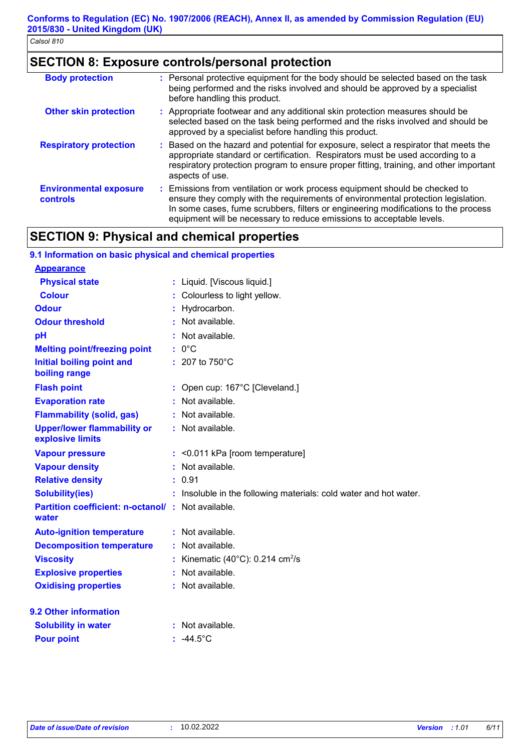## SECTION 8: Exposure controls/personal protection

| | |
|---|---|
| **Body protection** | : Personal protective equipment for the body should be selected based on the task being performed and the risks involved and should be approved by a specialist before handling this product. |
| **Other skin protection** | : Appropriate footwear and any additional skin protection measures should be selected based on the task being performed and the risks involved and should be approved by a specialist before handling this product. |
| **Respiratory protection** | : Based on the hazard and potential for exposure, select a respirator that meets the appropriate standard or certification. Respirators must be used according to a respiratory protection program to ensure proper fitting, training, and other important aspects of use. |
| **Environmental exposure controls** | : Emissions from ventilation or work process equipment should be checked to ensure they comply with the requirements of environmental protection legislation. In some cases, fume scrubbers, filters or engineering modifications to the process equipment will be necessary to reduce emissions to acceptable levels. |

## SECTION 9: Physical and chemical properties

### 9.1 Information on basic physical and chemical properties

**Appearance**

| | |
|---|---|
| **Physical state** | : Liquid. [Viscous liquid.] |
| **Colour** | : Colourless to light yellow. |
| **Odour** | : Hydrocarbon. |
| **Odour threshold** | : Not available. |
| **pH** | : Not available. |
| **Melting point/freezing point** | : 0°C |
| **Initial boiling point and boiling range** | : 207 to 750°C |
| **Flash point** | : Open cup: 167°C [Cleveland.] |
| **Evaporation rate** | : Not available. |
| **Flammability (solid, gas)** | : Not available. |
| **Upper/lower flammability or explosive limits** | : Not available. |
| **Vapour pressure** | : <0.011 kPa [room temperature] |
| **Vapour density** | : Not available. |
| **Relative density** | : 0.91 |
| **Solubility(ies)** | : Insoluble in the following materials: cold water and hot water. |
| **Partition coefficient: n-octanol/ water** | : Not available. |
| **Auto-ignition temperature** | : Not available. |
| **Decomposition temperature** | : Not available. |
| **Viscosity** | : Kinematic (40°C): 0.214 $cm^2$/s |
| **Explosive properties** | : Not available. |
| **Oxidising properties** | : Not available. |

### 9.2 Other information

| | |
|---|---|
| **Solubility in water** | : Not available. |
| **Pour point** | : -44.5°C |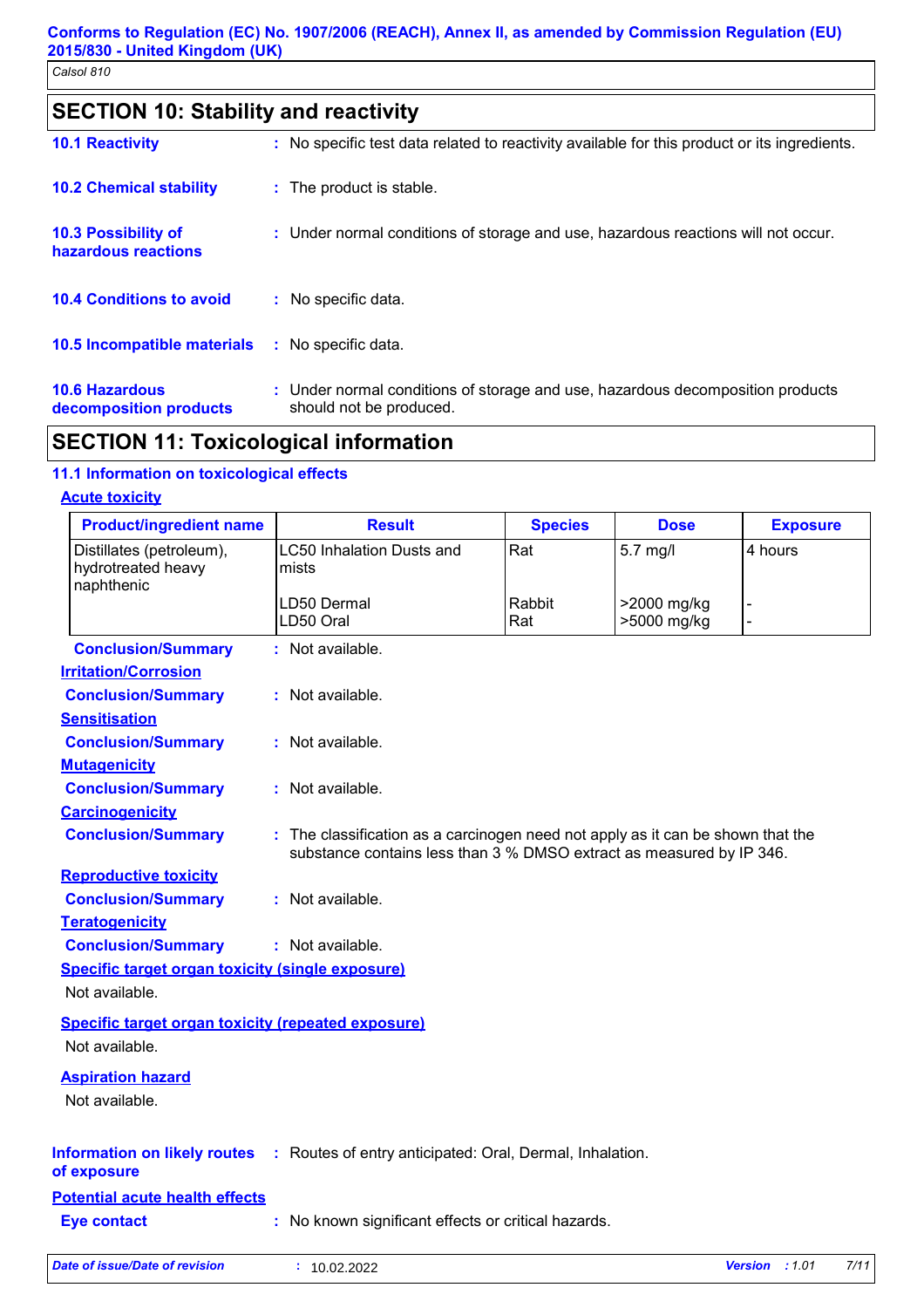## SECTION 10: Stability and reactivity

**10.1 Reactivity** : No specific test data related to reactivity available for this product or its ingredients.

**10.2 Chemical stability** : The product is stable.

**10.3 Possibility of hazardous reactions** : Under normal conditions of storage and use, hazardous reactions will not occur.

**10.4 Conditions to avoid** : No specific data.

**10.5 Incompatible materials** : No specific data.

**10.6 Hazardous decomposition products** : Under normal conditions of storage and use, hazardous decomposition products should not be produced.

## SECTION 11: Toxicological information

### 11.1 Information on toxicological effects

**Acute toxicity**

| Product/ingredient name | Result | Species | Dose | Exposure |
|---|---|---|---|---|
| Distillates (petroleum), hydrotreated heavy naphthenic | LC50 Inhalation Dusts and mists | Rat | 5.7 mg/l | 4 hours |
| | LD50 Dermal | Rabbit | >2000 mg/kg | - |
| | LD50 Oral | Rat | >5000 mg/kg | - |

**Conclusion/Summary** : Not available.

**Irritation/Corrosion**

**Conclusion/Summary** : Not available.

**Sensitisation**

**Conclusion/Summary** : Not available.

**Mutagenicity**

**Conclusion/Summary** : Not available.

**Carcinogenicity**

**Conclusion/Summary** : The classification as a carcinogen need not apply as it can be shown that the substance contains less than 3 % DMSO extract as measured by IP 346.

**Reproductive toxicity**

**Conclusion/Summary** : Not available.

**Teratogenicity**

**Conclusion/Summary** : Not available.

**Specific target organ toxicity (single exposure)**

Not available.

**Specific target organ toxicity (repeated exposure)**

Not available.

**Aspiration hazard**

Not available.

**Information on likely routes of exposure** : Routes of entry anticipated: Oral, Dermal, Inhalation.

**Potential acute health effects**

**Eye contact** : No known significant effects or critical hazards.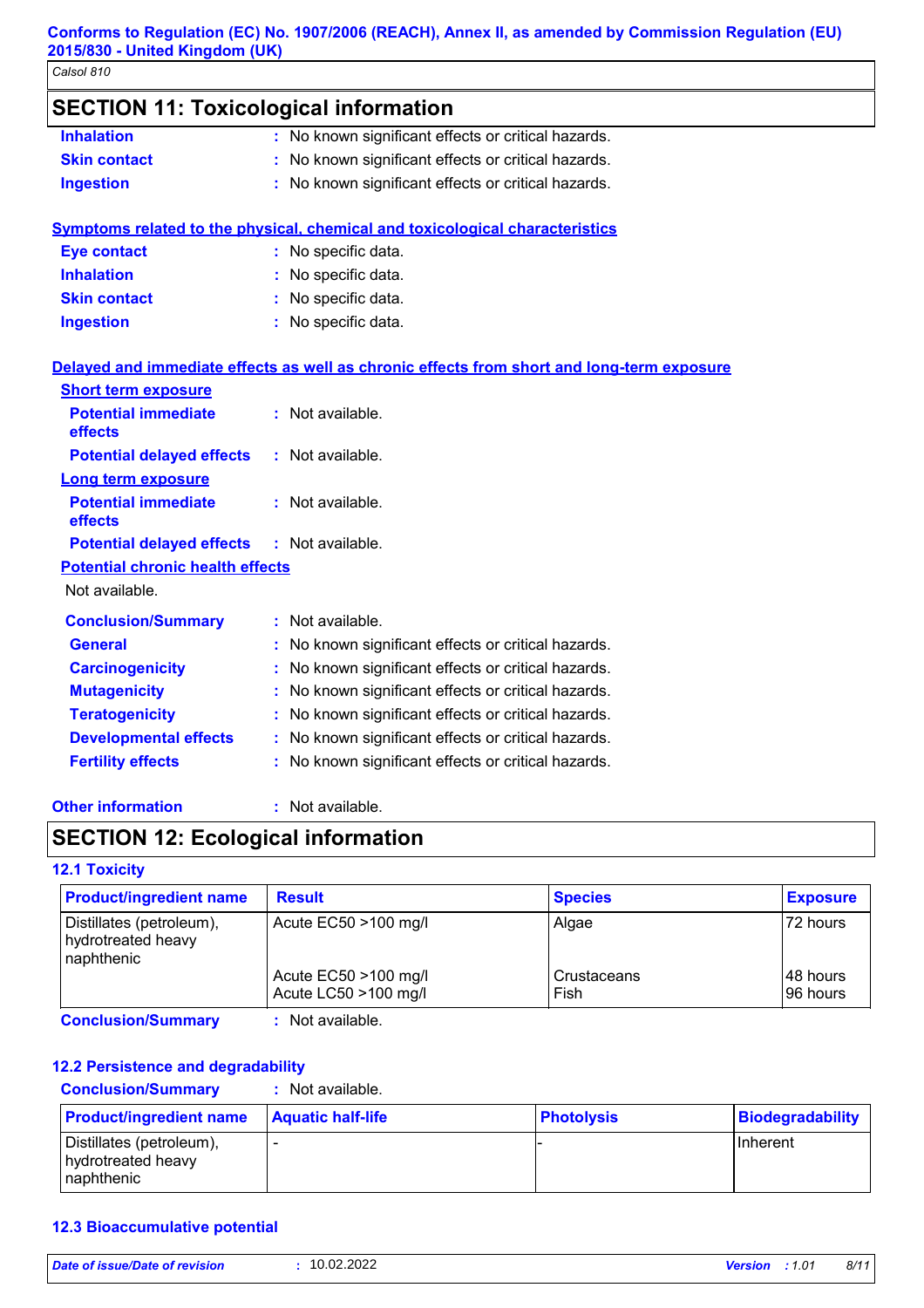## SECTION 11: Toxicological information

**Inhalation** : No known significant effects or critical hazards.

**Skin contact** : No known significant effects or critical hazards.

**Ingestion** : No known significant effects or critical hazards.

### Symptoms related to the physical, chemical and toxicological characteristics

**Eye contact** : No specific data.

**Inhalation** : No specific data.

**Skin contact** : No specific data.

**Ingestion** : No specific data.

### Delayed and immediate effects as well as chronic effects from short and long-term exposure

**Short term exposure**

**Potential immediate effects** : Not available.

**Potential delayed effects** : Not available.

**Long term exposure**

**Potential immediate effects** : Not available.

**Potential delayed effects** : Not available.

**Potential chronic health effects**

Not available.

**Conclusion/Summary** : Not available.

**General** : No known significant effects or critical hazards.

**Carcinogenicity** : No known significant effects or critical hazards.

**Mutagenicity** : No known significant effects or critical hazards.

**Teratogenicity** : No known significant effects or critical hazards.

**Developmental effects** : No known significant effects or critical hazards.

**Fertility effects** : No known significant effects or critical hazards.

**Other information** : Not available.

## SECTION 12: Ecological information

### 12.1 Toxicity

| Product/ingredient name | Result | Species | Exposure |
|---|---|---|---|
| Distillates (petroleum), hydrotreated heavy naphthenic | Acute EC50 >100 mg/l | Algae | 72 hours |
| | Acute EC50 >100 mg/l | Crustaceans | 48 hours |
| | Acute LC50 >100 mg/l | Fish | 96 hours |

**Conclusion/Summary** : Not available.

### 12.2 Persistence and degradability

**Conclusion/Summary** : Not available.

| Product/ingredient name | Aquatic half-life | Photolysis | Biodegradability |
|---|---|---|---|
| Distillates (petroleum), hydrotreated heavy naphthenic | - | - | Inherent |

### 12.3 Bioaccumulative potential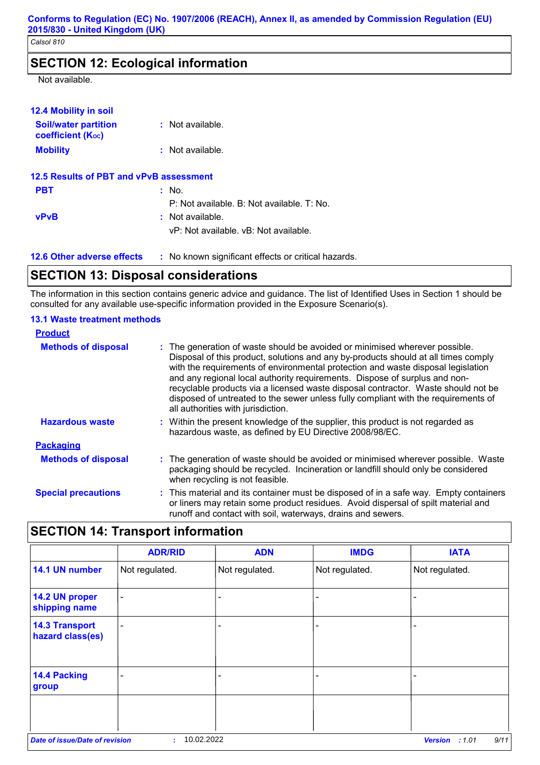## SECTION 12: Ecological information

Not available.

### 12.4 Mobility in soil

**Soil/water partition coefficient ($K_{OC}$)** : Not available.

**Mobility** : Not available.

### 12.5 Results of PBT and vPvB assessment

**PBT** : No.
P: Not available. B: Not available. T: No.

**vPvB** : Not available.
vP: Not available. vB: Not available.

### 12.6 Other adverse effects

: No known significant effects or critical hazards.

## SECTION 13: Disposal considerations

The information in this section contains generic advice and guidance. The list of Identified Uses in Section 1 should be consulted for any available use-specific information provided in the Exposure Scenario(s).

### 13.1 Waste treatment methods

**Product**

**Methods of disposal** : The generation of waste should be avoided or minimised wherever possible. Disposal of this product, solutions and any by-products should at all times comply with the requirements of environmental protection and waste disposal legislation and any regional local authority requirements. Dispose of surplus and non-recyclable products via a licensed waste disposal contractor. Waste should not be disposed of untreated to the sewer unless fully compliant with the requirements of all authorities with jurisdiction.

**Hazardous waste** : Within the present knowledge of the supplier, this product is not regarded as hazardous waste, as defined by EU Directive 2008/98/EC.

**Packaging**

**Methods of disposal** : The generation of waste should be avoided or minimised wherever possible. Waste packaging should be recycled. Incineration or landfill should only be considered when recycling is not feasible.

**Special precautions** : This material and its container must be disposed of in a safe way. Empty containers or liners may retain some product residues. Avoid dispersal of spilt material and runoff and contact with soil, waterways, drains and sewers.

## SECTION 14: Transport information

| | ADR/RID | ADN | IMDG | IATA |
|---|---|---|---|---|
| 14.1 UN number | Not regulated. | Not regulated. | Not regulated. | Not regulated. |
| 14.2 UN proper shipping name | - | - | - | - |
| 14.3 Transport hazard class(es) | - | - | - | - |
| 14.4 Packing group | - | - | - | - |
| | | | | |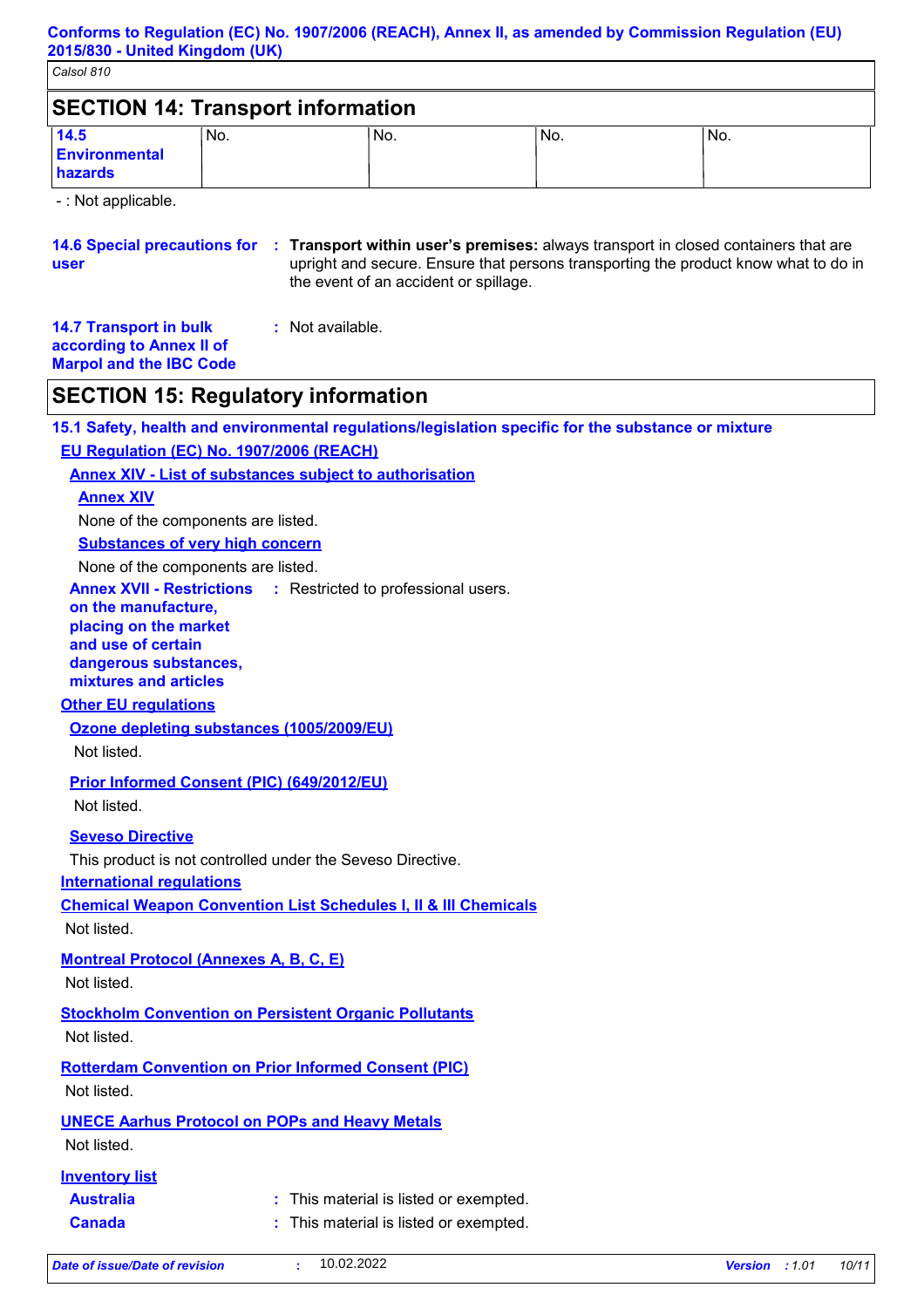## SECTION 14: Transport information

| 14.5 Environmental hazards | No. | No. | No. | No. |
|---|---|---|---|---|

- : Not applicable.

**14.6 Special precautions for user** : **Transport within user's premises:** always transport in closed containers that are upright and secure. Ensure that persons transporting the product know what to do in the event of an accident or spillage.

**14.7 Transport in bulk according to Annex II of Marpol and the IBC Code** : Not available.

## SECTION 15: Regulatory information

### 15.1 Safety, health and environmental regulations/legislation specific for the substance or mixture

**EU Regulation (EC) No. 1907/2006 (REACH)**

**Annex XIV - List of substances subject to authorisation**

**Annex XIV**

None of the components are listed.

**Substances of very high concern**

None of the components are listed.

**Annex XVII - Restrictions on the manufacture, placing on the market and use of certain dangerous substances, mixtures and articles** : Restricted to professional users.

**Other EU regulations**

**Ozone depleting substances (1005/2009/EU)**

Not listed.

**Prior Informed Consent (PIC) (649/2012/EU)**

Not listed.

**Seveso Directive**

This product is not controlled under the Seveso Directive.

**International regulations**

**Chemical Weapon Convention List Schedules I, II & III Chemicals**

Not listed.

**Montreal Protocol (Annexes A, B, C, E)**

Not listed.

**Stockholm Convention on Persistent Organic Pollutants**

Not listed.

**Rotterdam Convention on Prior Informed Consent (PIC)**

Not listed.

**UNECE Aarhus Protocol on POPs and Heavy Metals**

Not listed.

**Inventory list**

**Australia** : This material is listed or exempted.

**Canada** : This material is listed or exempted.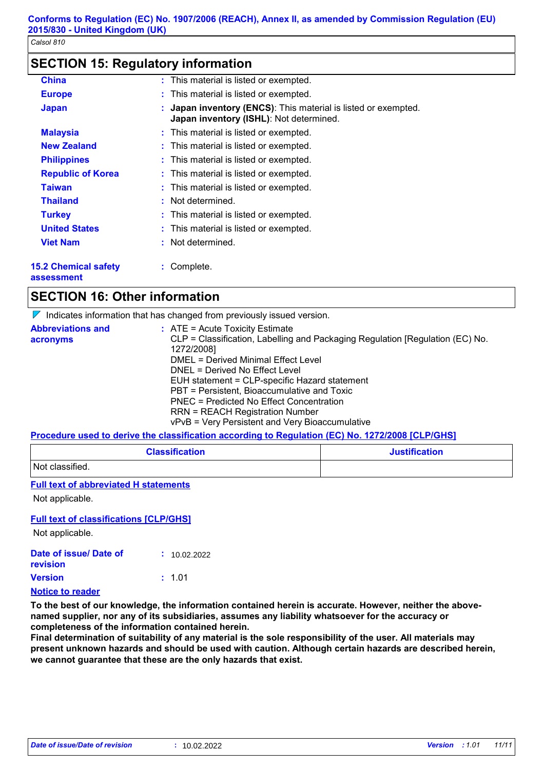## SECTION 15: Regulatory information

**China** : This material is listed or exempted.

**Europe** : This material is listed or exempted.

**Japan** : **Japan inventory (ENCS)**: This material is listed or exempted.
**Japan inventory (ISHL)**: Not determined.

**Malaysia** : This material is listed or exempted.

**New Zealand** : This material is listed or exempted.

**Philippines** : This material is listed or exempted.

**Republic of Korea** : This material is listed or exempted.

**Taiwan** : This material is listed or exempted.

**Thailand** : Not determined.

**Turkey** : This material is listed or exempted.

**United States** : This material is listed or exempted.

**Viet Nam** : Not determined.

**15.2 Chemical safety assessment** : Complete.

## SECTION 16: Other information

Indicates information that has changed from previously issued version.

**Abbreviations and acronyms** :
ATE = Acute Toxicity Estimate
CLP = Classification, Labelling and Packaging Regulation [Regulation (EC) No. 1272/2008]
DMEL = Derived Minimal Effect Level
DNEL = Derived No Effect Level
EUH statement = CLP-specific Hazard statement
PBT = Persistent, Bioaccumulative and Toxic
PNEC = Predicted No Effect Concentration
RRN = REACH Registration Number
vPvB = Very Persistent and Very Bioaccumulative

**Procedure used to derive the classification according to Regulation (EC) No. 1272/2008 [CLP/GHS]**

| Classification | Justification |
|---|---|
| Not classified. | |

**Full text of abbreviated H statements**

Not applicable.

**Full text of classifications [CLP/GHS]**

Not applicable.

**Date of issue/ Date of revision** : 10.02.2022

**Version** : 1.01

**Notice to reader**

**To the best of our knowledge, the information contained herein is accurate. However, neither the above-named supplier, nor any of its subsidiaries, assumes any liability whatsoever for the accuracy or completeness of the information contained herein.**
**Final determination of suitability of any material is the sole responsibility of the user. All materials may present unknown hazards and should be used with caution. Although certain hazards are described herein, we cannot guarantee that these are the only hazards that exist.**